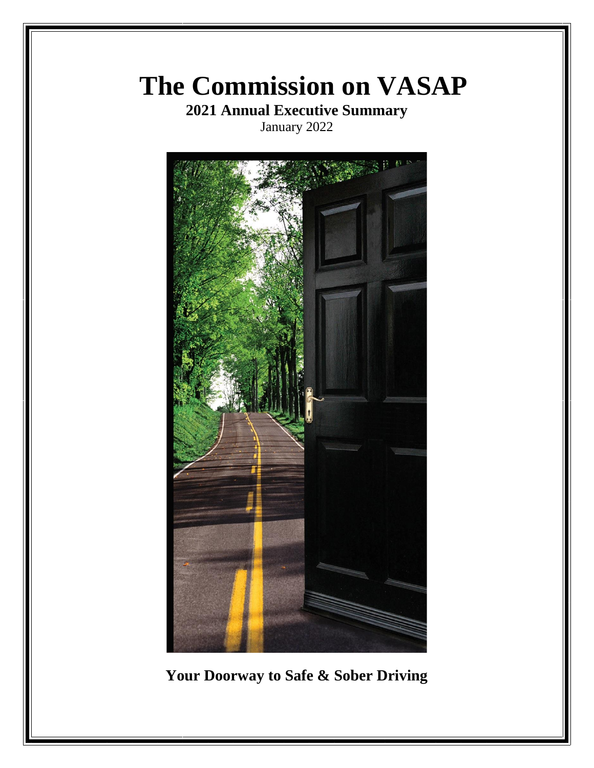# The Commission on VASAP

**2021 Annual Executive Summary**

January 2022

**Your Doorway to Safe & Sober Driving**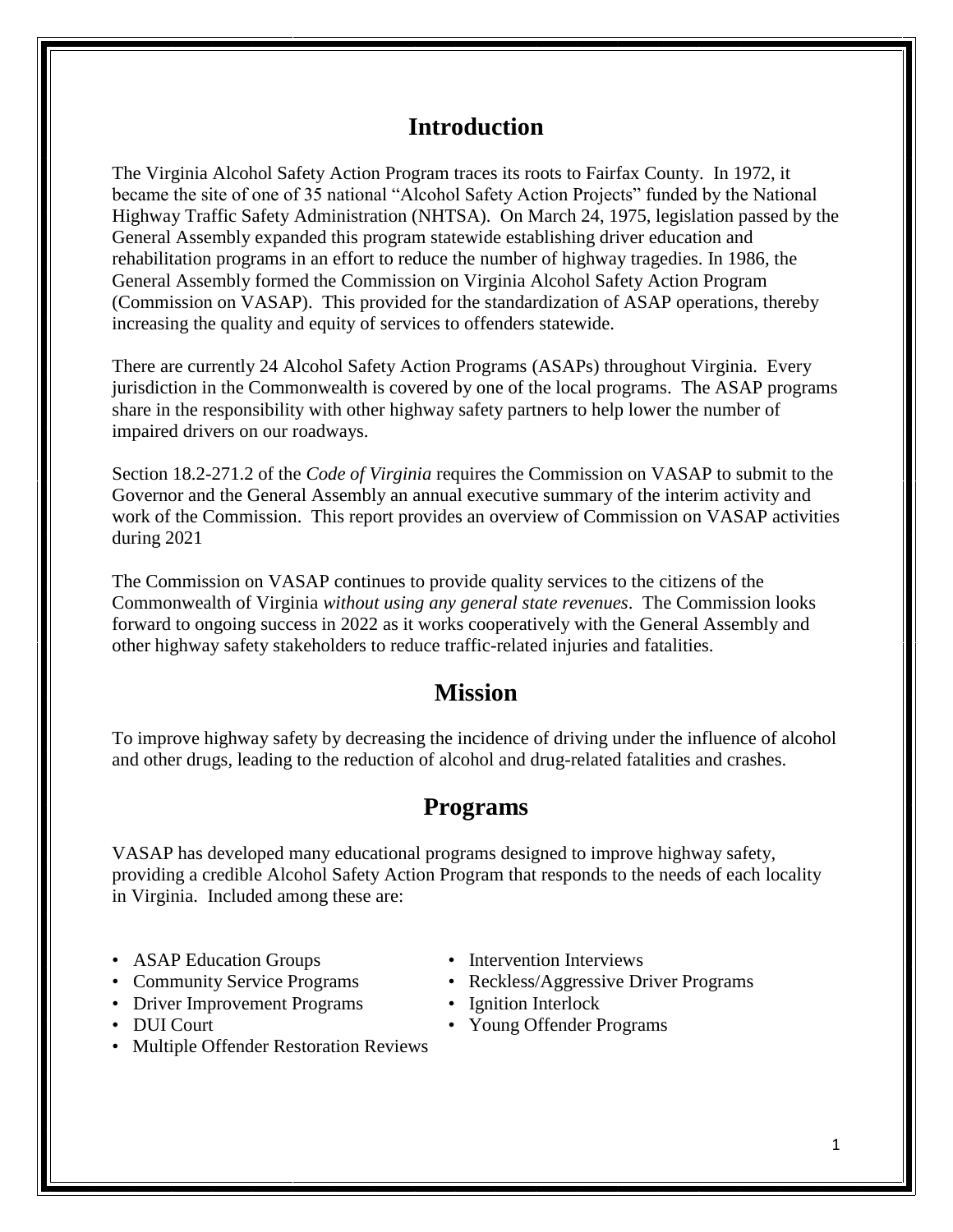## Introduction

The Virginia Alcohol Safety Action Program traces its roots to Fairfax County. In 1972, it became the site of one of 35 national "Alcohol Safety Action Projects" funded by the National Highway Traffic Safety Administration (NHTSA). On March 24, 1975, legislation passed by the General Assembly expanded this program statewide establishing driver education and rehabilitation programs in an effort to reduce the number of highway tragedies. In 1986, the General Assembly formed the Commission on Virginia Alcohol Safety Action Program (Commission on VASAP). This provided for the standardization of ASAP operations, thereby increasing the quality and equity of services to offenders statewide.

There are currently 24 Alcohol Safety Action Programs (ASAPs) throughout Virginia. Every jurisdiction in the Commonwealth is covered by one of the local programs. The ASAP programs share in the responsibility with other highway safety partners to help lower the number of impaired drivers on our roadways.

Section 18.2-271.2 of the *Code of Virginia* requires the Commission on VASAP to submit to the Governor and the General Assembly an annual executive summary of the interim activity and work of the Commission. This report provides an overview of Commission on VASAP activities during 2021

The Commission on VASAP continues to provide quality services to the citizens of the Commonwealth of Virginia *without using any general state revenues*. The Commission looks forward to ongoing success in 2022 as it works cooperatively with the General Assembly and other highway safety stakeholders to reduce traffic-related injuries and fatalities.

## Mission

To improve highway safety by decreasing the incidence of driving under the influence of alcohol and other drugs, leading to the reduction of alcohol and drug-related fatalities and crashes.

## Programs

VASAP has developed many educational programs designed to improve highway safety, providing a credible Alcohol Safety Action Program that responds to the needs of each locality in Virginia. Included among these are:

- ASAP Education Groups
- Community Service Programs
- Driver Improvement Programs
- DUI Court
- Multiple Offender Restoration Reviews
- Intervention Interviews
- Reckless/Aggressive Driver Programs
- Ignition Interlock
- Young Offender Programs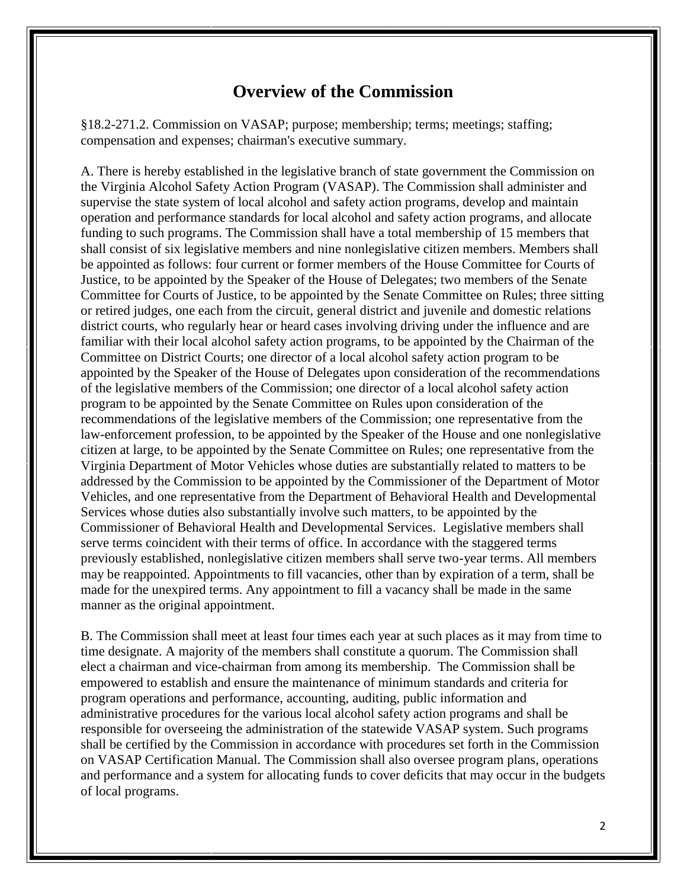# Overview of the Commission

§18.2-271.2. Commission on VASAP; purpose; membership; terms; meetings; staffing; compensation and expenses; chairman's executive summary.

A. There is hereby established in the legislative branch of state government the Commission on the Virginia Alcohol Safety Action Program (VASAP). The Commission shall administer and supervise the state system of local alcohol and safety action programs, develop and maintain operation and performance standards for local alcohol and safety action programs, and allocate funding to such programs. The Commission shall have a total membership of 15 members that shall consist of six legislative members and nine nonlegislative citizen members. Members shall be appointed as follows: four current or former members of the House Committee for Courts of Justice, to be appointed by the Speaker of the House of Delegates; two members of the Senate Committee for Courts of Justice, to be appointed by the Senate Committee on Rules; three sitting or retired judges, one each from the circuit, general district and juvenile and domestic relations district courts, who regularly hear or heard cases involving driving under the influence and are familiar with their local alcohol safety action programs, to be appointed by the Chairman of the Committee on District Courts; one director of a local alcohol safety action program to be appointed by the Speaker of the House of Delegates upon consideration of the recommendations of the legislative members of the Commission; one director of a local alcohol safety action program to be appointed by the Senate Committee on Rules upon consideration of the recommendations of the legislative members of the Commission; one representative from the law-enforcement profession, to be appointed by the Speaker of the House and one nonlegislative citizen at large, to be appointed by the Senate Committee on Rules; one representative from the Virginia Department of Motor Vehicles whose duties are substantially related to matters to be addressed by the Commission to be appointed by the Commissioner of the Department of Motor Vehicles, and one representative from the Department of Behavioral Health and Developmental Services whose duties also substantially involve such matters, to be appointed by the Commissioner of Behavioral Health and Developmental Services. Legislative members shall serve terms coincident with their terms of office. In accordance with the staggered terms previously established, nonlegislative citizen members shall serve two-year terms. All members may be reappointed. Appointments to fill vacancies, other than by expiration of a term, shall be made for the unexpired terms. Any appointment to fill a vacancy shall be made in the same manner as the original appointment.

B. The Commission shall meet at least four times each year at such places as it may from time to time designate. A majority of the members shall constitute a quorum. The Commission shall elect a chairman and vice-chairman from among its membership. The Commission shall be empowered to establish and ensure the maintenance of minimum standards and criteria for program operations and performance, accounting, auditing, public information and administrative procedures for the various local alcohol safety action programs and shall be responsible for overseeing the administration of the statewide VASAP system. Such programs shall be certified by the Commission in accordance with procedures set forth in the Commission on VASAP Certification Manual. The Commission shall also oversee program plans, operations and performance and a system for allocating funds to cover deficits that may occur in the budgets of local programs.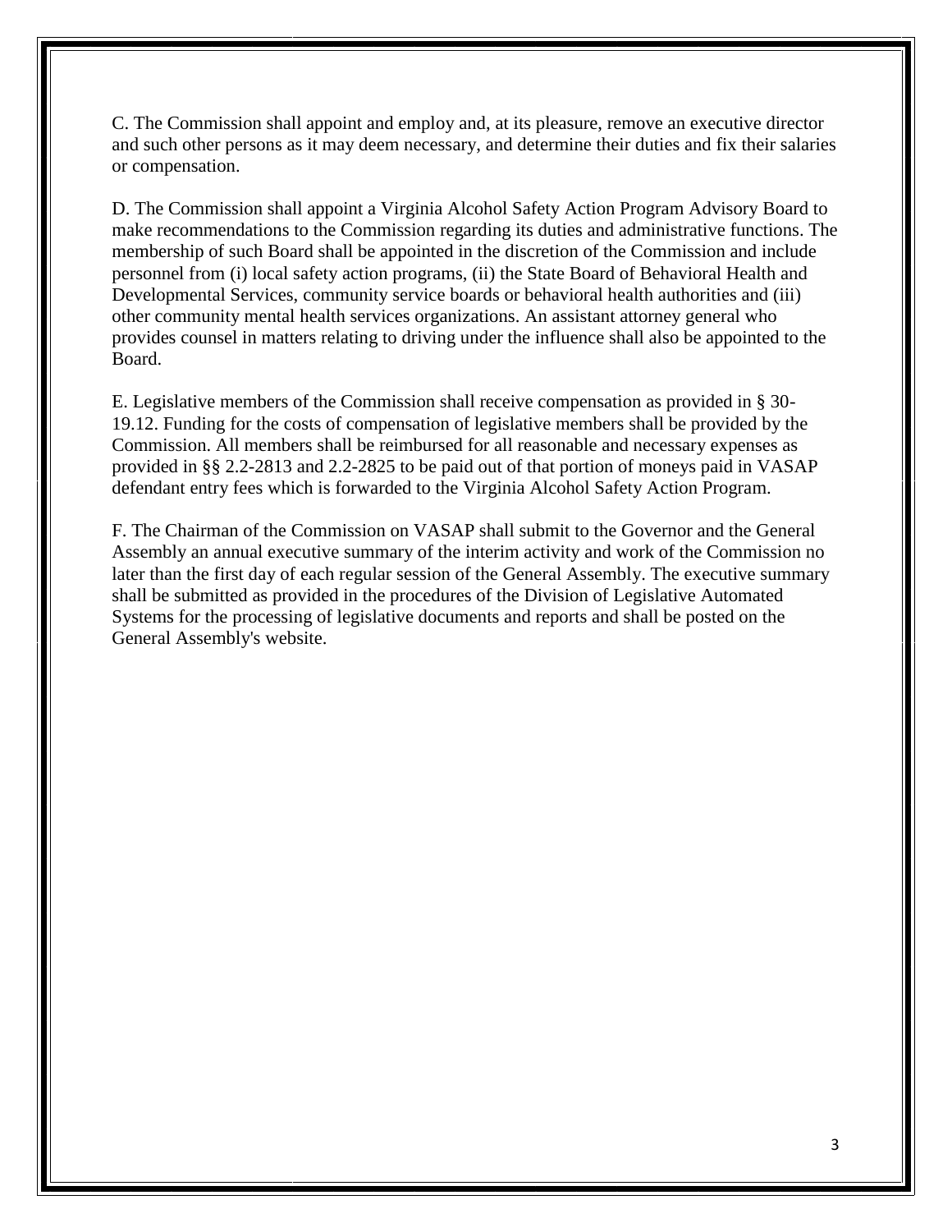C. The Commission shall appoint and employ and, at its pleasure, remove an executive director and such other persons as it may deem necessary, and determine their duties and fix their salaries or compensation.

D. The Commission shall appoint a Virginia Alcohol Safety Action Program Advisory Board to make recommendations to the Commission regarding its duties and administrative functions. The membership of such Board shall be appointed in the discretion of the Commission and include personnel from (i) local safety action programs, (ii) the State Board of Behavioral Health and Developmental Services, community service boards or behavioral health authorities and (iii) other community mental health services organizations. An assistant attorney general who provides counsel in matters relating to driving under the influence shall also be appointed to the Board.

E. Legislative members of the Commission shall receive compensation as provided in § 30-19.12. Funding for the costs of compensation of legislative members shall be provided by the Commission. All members shall be reimbursed for all reasonable and necessary expenses as provided in §§ 2.2-2813 and 2.2-2825 to be paid out of that portion of moneys paid in VASAP defendant entry fees which is forwarded to the Virginia Alcohol Safety Action Program.

F. The Chairman of the Commission on VASAP shall submit to the Governor and the General Assembly an annual executive summary of the interim activity and work of the Commission no later than the first day of each regular session of the General Assembly. The executive summary shall be submitted as provided in the procedures of the Division of Legislative Automated Systems for the processing of legislative documents and reports and shall be posted on the General Assembly's website.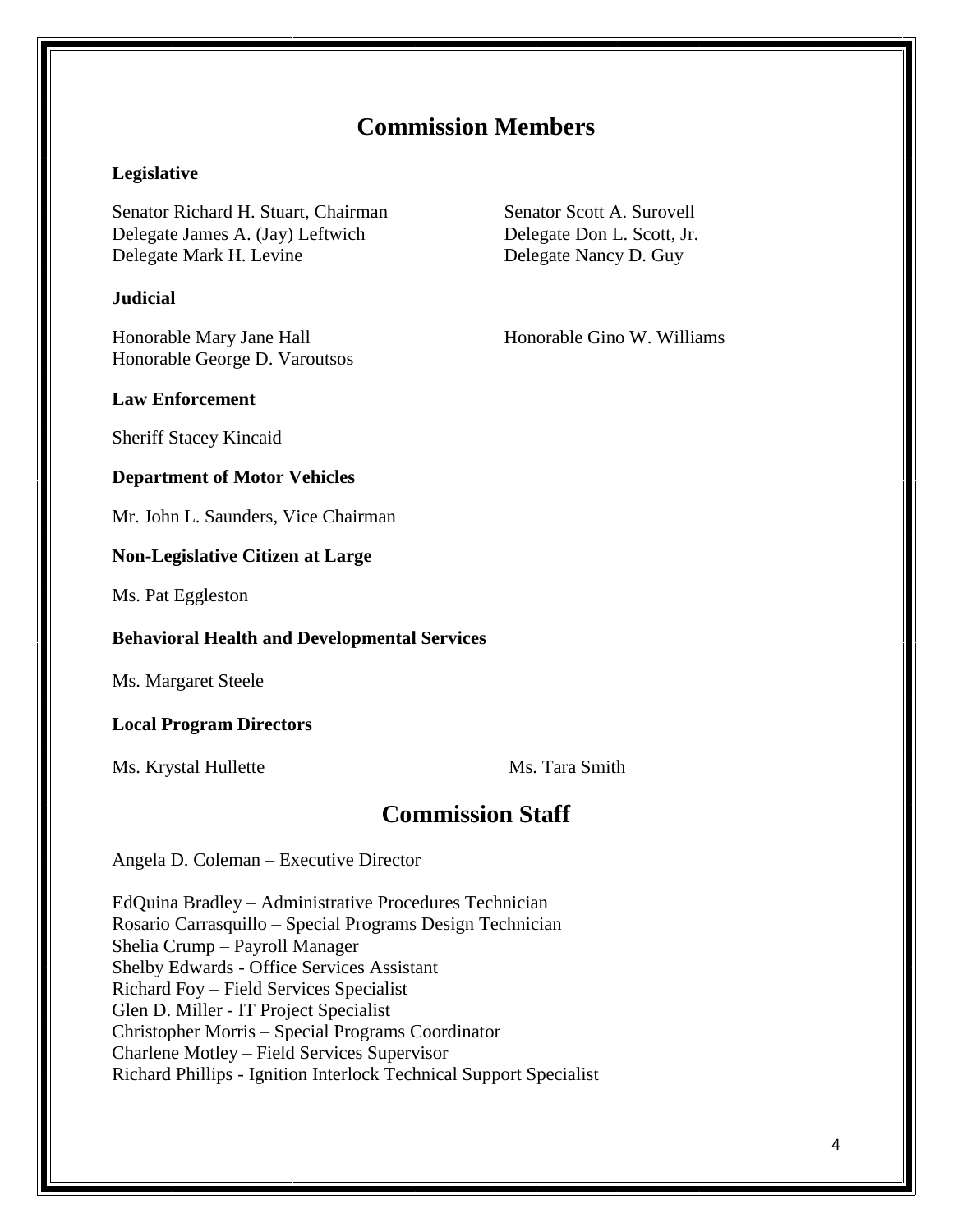## Commission Members

### Legislative

Senator Richard H. Stuart, Chairman
Delegate James A. (Jay) Leftwich
Delegate Mark H. Levine
Senator Scott A. Surovell
Delegate Don L. Scott, Jr.
Delegate Nancy D. Guy

### Judicial

Honorable Mary Jane Hall
Honorable George D. Varoutsos
Honorable Gino W. Williams

### Law Enforcement

Sheriff Stacey Kincaid

### Department of Motor Vehicles

Mr. John L. Saunders, Vice Chairman

### Non-Legislative Citizen at Large

Ms. Pat Eggleston

### Behavioral Health and Developmental Services

Ms. Margaret Steele

### Local Program Directors

Ms. Krystal Hullette
Ms. Tara Smith

## Commission Staff

Angela D. Coleman – Executive Director

EdQuina Bradley – Administrative Procedures Technician
Rosario Carrasquillo – Special Programs Design Technician
Shelia Crump – Payroll Manager
Shelby Edwards - Office Services Assistant
Richard Foy – Field Services Specialist
Glen D. Miller - IT Project Specialist
Christopher Morris – Special Programs Coordinator
Charlene Motley – Field Services Supervisor
Richard Phillips - Ignition Interlock Technical Support Specialist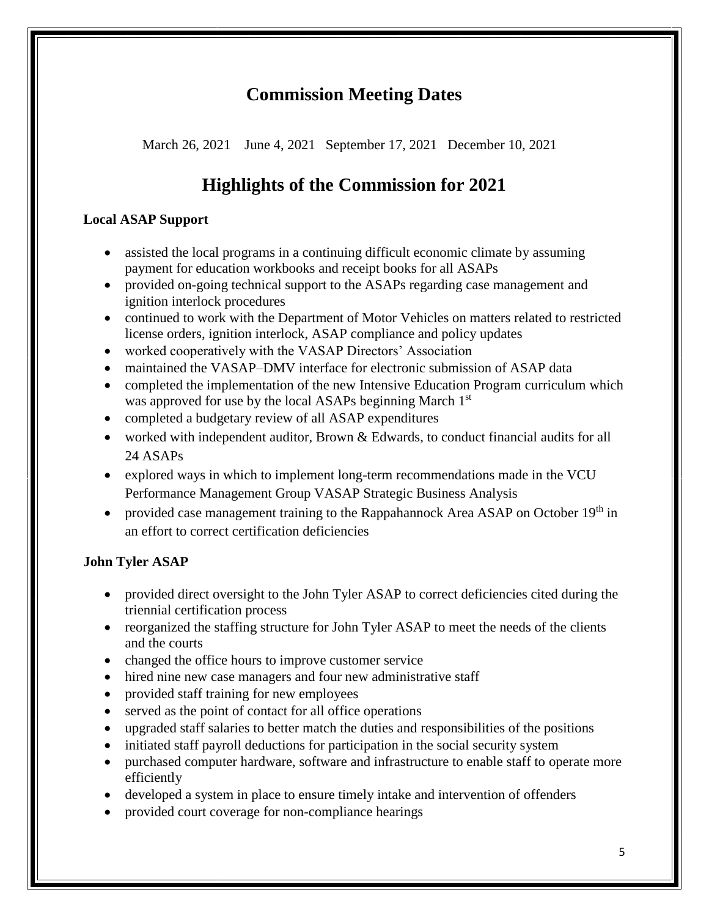## Commission Meeting Dates

March 26, 2021 June 4, 2021 September 17, 2021 December 10, 2021

## Highlights of the Commission for 2021

**Local ASAP Support**

- assisted the local programs in a continuing difficult economic climate by assuming payment for education workbooks and receipt books for all ASAPs
- provided on-going technical support to the ASAPs regarding case management and ignition interlock procedures
- continued to work with the Department of Motor Vehicles on matters related to restricted license orders, ignition interlock, ASAP compliance and policy updates
- worked cooperatively with the VASAP Directors' Association
- maintained the VASAP–DMV interface for electronic submission of ASAP data
- completed the implementation of the new Intensive Education Program curriculum which was approved for use by the local ASAPs beginning March 1st
- completed a budgetary review of all ASAP expenditures
- worked with independent auditor, Brown & Edwards, to conduct financial audits for all 24 ASAPs
- explored ways in which to implement long-term recommendations made in the VCU Performance Management Group VASAP Strategic Business Analysis
- provided case management training to the Rappahannock Area ASAP on October 19th in an effort to correct certification deficiencies

**John Tyler ASAP**

- provided direct oversight to the John Tyler ASAP to correct deficiencies cited during the triennial certification process
- reorganized the staffing structure for John Tyler ASAP to meet the needs of the clients and the courts
- changed the office hours to improve customer service
- hired nine new case managers and four new administrative staff
- provided staff training for new employees
- served as the point of contact for all office operations
- upgraded staff salaries to better match the duties and responsibilities of the positions
- initiated staff payroll deductions for participation in the social security system
- purchased computer hardware, software and infrastructure to enable staff to operate more efficiently
- developed a system in place to ensure timely intake and intervention of offenders
- provided court coverage for non-compliance hearings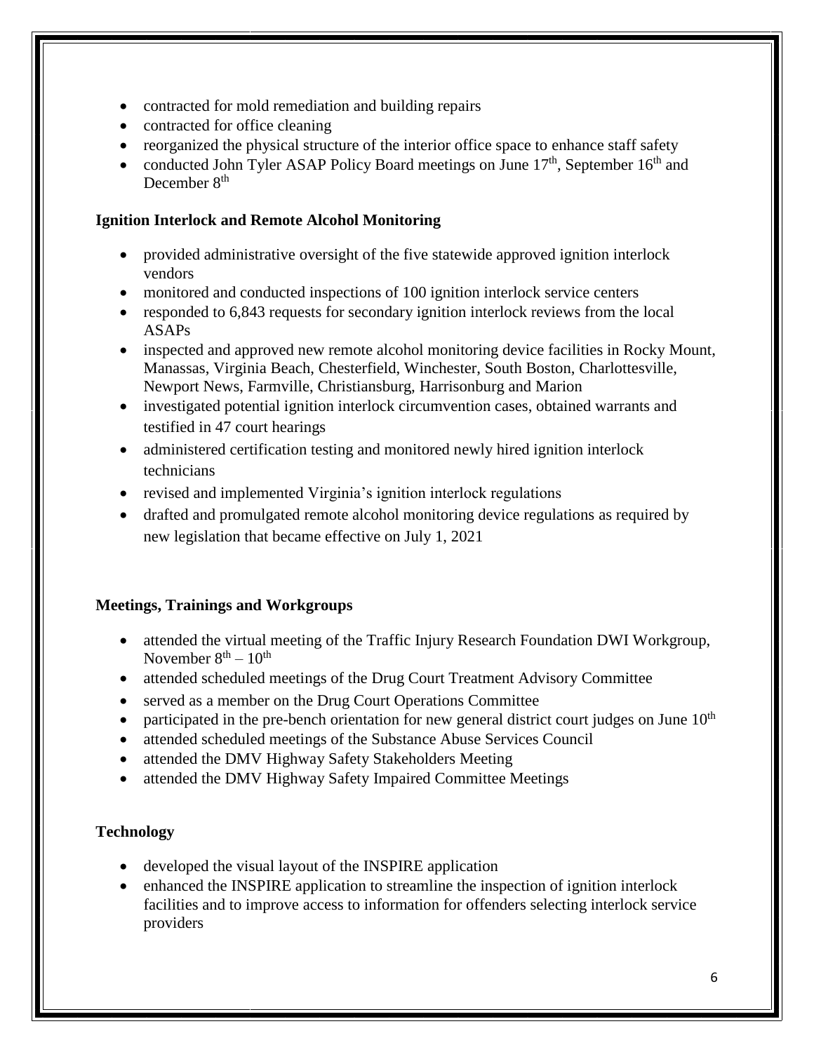- contracted for mold remediation and building repairs
- contracted for office cleaning
- reorganized the physical structure of the interior office space to enhance staff safety
- conducted John Tyler ASAP Policy Board meetings on June 17th, September 16th and December 8th

**Ignition Interlock and Remote Alcohol Monitoring**

- provided administrative oversight of the five statewide approved ignition interlock vendors
- monitored and conducted inspections of 100 ignition interlock service centers
- responded to 6,843 requests for secondary ignition interlock reviews from the local ASAPs
- inspected and approved new remote alcohol monitoring device facilities in Rocky Mount, Manassas, Virginia Beach, Chesterfield, Winchester, South Boston, Charlottesville, Newport News, Farmville, Christiansburg, Harrisonburg and Marion
- investigated potential ignition interlock circumvention cases, obtained warrants and testified in 47 court hearings
- administered certification testing and monitored newly hired ignition interlock technicians
- revised and implemented Virginia's ignition interlock regulations
- drafted and promulgated remote alcohol monitoring device regulations as required by new legislation that became effective on July 1, 2021

**Meetings, Trainings and Workgroups**

- attended the virtual meeting of the Traffic Injury Research Foundation DWI Workgroup, November 8th – 10th
- attended scheduled meetings of the Drug Court Treatment Advisory Committee
- served as a member on the Drug Court Operations Committee
- participated in the pre-bench orientation for new general district court judges on June 10th
- attended scheduled meetings of the Substance Abuse Services Council
- attended the DMV Highway Safety Stakeholders Meeting
- attended the DMV Highway Safety Impaired Committee Meetings

**Technology**

- developed the visual layout of the INSPIRE application
- enhanced the INSPIRE application to streamline the inspection of ignition interlock facilities and to improve access to information for offenders selecting interlock service providers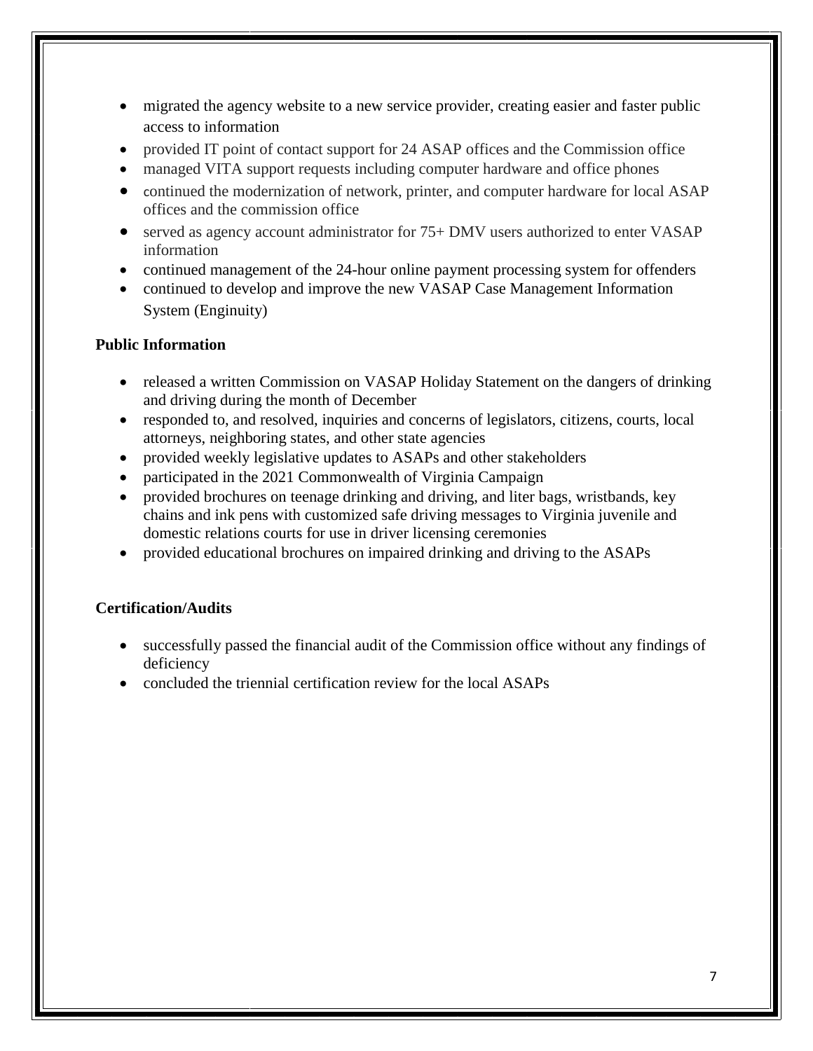- migrated the agency website to a new service provider, creating easier and faster public access to information
- provided IT point of contact support for 24 ASAP offices and the Commission office
- managed VITA support requests including computer hardware and office phones
- continued the modernization of network, printer, and computer hardware for local ASAP offices and the commission office
- served as agency account administrator for 75+ DMV users authorized to enter VASAP information
- continued management of the 24-hour online payment processing system for offenders
- continued to develop and improve the new VASAP Case Management Information System (Enginuity)

**Public Information**

- released a written Commission on VASAP Holiday Statement on the dangers of drinking and driving during the month of December
- responded to, and resolved, inquiries and concerns of legislators, citizens, courts, local attorneys, neighboring states, and other state agencies
- provided weekly legislative updates to ASAPs and other stakeholders
- participated in the 2021 Commonwealth of Virginia Campaign
- provided brochures on teenage drinking and driving, and liter bags, wristbands, key chains and ink pens with customized safe driving messages to Virginia juvenile and domestic relations courts for use in driver licensing ceremonies
- provided educational brochures on impaired drinking and driving to the ASAPs

**Certification/Audits**

- successfully passed the financial audit of the Commission office without any findings of deficiency
- concluded the triennial certification review for the local ASAPs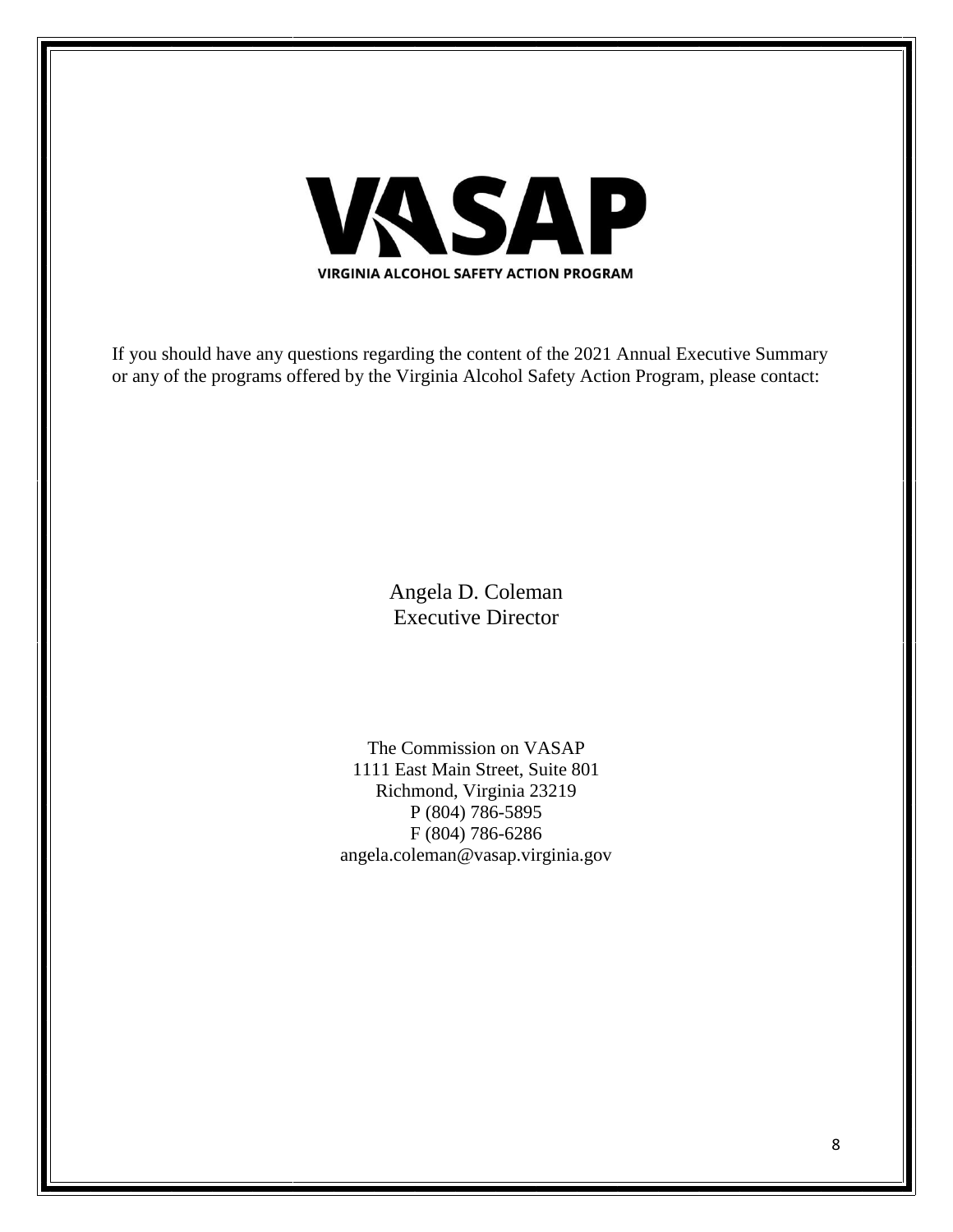VASAP

VIRGINIA ALCOHOL SAFETY ACTION PROGRAM

If you should have any questions regarding the content of the 2021 Annual Executive Summary or any of the programs offered by the Virginia Alcohol Safety Action Program, please contact:

Angela D. Coleman
Executive Director

The Commission on VASAP
1111 East Main Street, Suite 801
Richmond, Virginia 23219
P (804) 786-5895
F (804) 786-6286
angela.coleman@vasap.virginia.gov